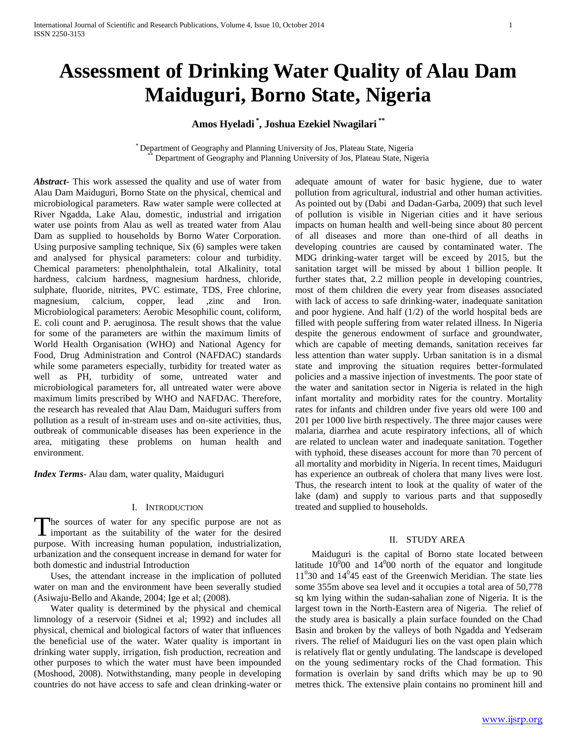# Assessment of Drinking Water Quality of Alau Dam Maiduguri, Borno State, Nigeria

**Amos Hyeladi [*], Joshua Ezekiel Nwagilari [**]**

[*] Department of Geography and Planning University of Jos, Plateau State, Nigeria
[**] Department of Geography and Planning University of Jos, Plateau State, Nigeria

***Abstract-*** This work assessed the quality and use of water from Alau Dam Maiduguri, Borno State on the physical, chemical and microbiological parameters. Raw water sample were collected at River Ngadda, Lake Alau, domestic, industrial and irrigation water use points from Alau as well as treated water from Alau Dam as supplied to households by Borno Water Corporation. Using purposive sampling technique, Six (6) samples were taken and analysed for physical parameters: colour and turbidity. Chemical parameters: phenolphthalein, total Alkalinity, total hardness, calcium hardness, magnesium hardness, chloride, sulphate, fluoride, nitrites, PVC estimate, TDS, Free chlorine, magnesium, calcium, copper, lead ,zinc and Iron. Microbiological parameters: Aerobic Mesophilic count, coliform, E. coli count and P. aeruginosa. The result shows that the value for some of the parameters are within the maximum limits of World Health Organisation (WHO) and National Agency for Food, Drug Administration and Control (NAFDAC) standards while some parameters especially, turbidity for treated water as well as PH, turbidity of some, untreated water and microbiological parameters for, all untreated water were above maximum limits prescribed by WHO and NAFDAC. Therefore, the research has revealed that Alau Dam, Maiduguri suffers from pollution as a result of in-stream uses and on-site activities, thus, outbreak of communicable diseases has been experience in the area, mitigating these problems on human health and environment.

***Index Terms*-** Alau dam, water quality, Maiduguri

## I. Introduction

The sources of water for any specific purpose are not as important as the suitability of the water for the desired purpose. With increasing human population, industrialization, urbanization and the consequent increase in demand for water for both domestic and industrial Introduction

Uses, the attendant increase in the implication of polluted water on man and the environment have been severally studied (Asiwaju-Bello and Akande, 2004; Ige et al; (2008).

Water quality is determined by the physical and chemical limnology of a reservoir (Sidnei et al; 1992) and includes all physical, chemical and biological factors of water that influences the beneficial use of the water. Water quality is important in drinking water supply, irrigation, fish production, recreation and other purposes to which the water must have been impounded (Moshood, 2008). Notwithstanding, many people in developing countries do not have access to safe and clean drinking-water or adequate amount of water for basic hygiene, due to water pollution from agricultural, industrial and other human activities. As pointed out by (Dabi and Dadan-Garba, 2009) that such level of pollution is visible in Nigerian cities and it have serious impacts on human health and well-being since about 80 percent of all diseases and more than one-third of all deaths in developing countries are caused by contaminated water. The MDG drinking-water target will be exceed by 2015, but the sanitation target will be missed by about 1 billion people. It further states that, 2.2 million people in developing countries, most of them children die every year from diseases associated with lack of access to safe drinking-water, inadequate sanitation and poor hygiene. And half (1/2) of the world hospital beds are filled with people suffering from water related illness. In Nigeria despite the generous endowment of surface and groundwater, which are capable of meeting demands, sanitation receives far less attention than water supply. Urban sanitation is in a dismal state and improving the situation requires better-formulated policies and a massive injection of investments. The poor state of the water and sanitation sector in Nigeria is related in the high infant mortality and morbidity rates for the country. Mortality rates for infants and children under five years old were 100 and 201 per 1000 live birth respectively. The three major causes were malaria, diarrhea and acute respiratory infections, all of which are related to unclean water and inadequate sanitation. Together with typhoid, these diseases account for more than 70 percent of all mortality and morbidity in Nigeria. In recent times, Maiduguri has experience an outbreak of cholera that many lives were lost. Thus, the research intent to look at the quality of water of the lake (dam) and supply to various parts and that supposedly treated and supplied to households.

## II. Study Area

Maiduguri is the capital of Borno state located between latitude $10^{0}00$ and $14^{0}00$ north of the equator and longitude $11^{0}30$ and $14^{0}45$ east of the Greenwich Meridian. The state lies some 355m above sea level and it occupies a total area of 50,778 sq km lying within the sudan-sahalian zone of Nigeria. It is the largest town in the North-Eastern area of Nigeria. The relief of the study area is basically a plain surface founded on the Chad Basin and broken by the valleys of both Ngadda and Yedseram rivers. The relief of Maiduguri lies on the vast open plain which is relatively flat or gently undulating. The landscape is developed on the young sedimentary rocks of the Chad formation. This formation is overlain by sand drifts which may be up to 90 metres thick. The extensive plain contains no prominent hill and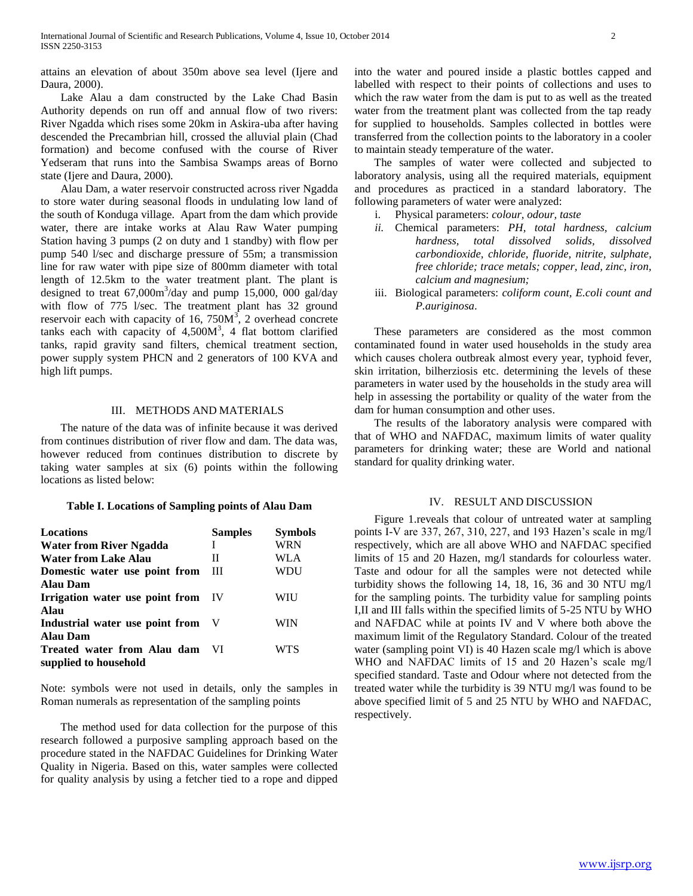attains an elevation of about 350m above sea level (Ijere and Daura, 2000).

Lake Alau a dam constructed by the Lake Chad Basin Authority depends on run off and annual flow of two rivers: River Ngadda which rises some 20km in Askira-uba after having descended the Precambrian hill, crossed the alluvial plain (Chad formation) and become confused with the course of River Yedseram that runs into the Sambisa Swamps areas of Borno state (Ijere and Daura, 2000).

Alau Dam, a water reservoir constructed across river Ngadda to store water during seasonal floods in undulating low land of the south of Konduga village. Apart from the dam which provide water, there are intake works at Alau Raw Water pumping Station having 3 pumps (2 on duty and 1 standby) with flow per pump 540 l/sec and discharge pressure of 55m; a transmission line for raw water with pipe size of 800mm diameter with total length of 12.5km to the water treatment plant. The plant is designed to treat 67,000m$^3$/day and pump 15,000, 000 gal/day with flow of 775 l/sec. The treatment plant has 32 ground reservoir each with capacity of 16, 750M$^3$, 2 overhead concrete tanks each with capacity of 4,500M$^3$, 4 flat bottom clarified tanks, rapid gravity sand filters, chemical treatment section, power supply system PHCN and 2 generators of 100 KVA and high lift pumps.

## III. METHODS AND MATERIALS

The nature of the data was of infinite because it was derived from continues distribution of river flow and dam. The data was, however reduced from continues distribution to discrete by taking water samples at six (6) points within the following locations as listed below:

**Table I. Locations of Sampling points of Alau Dam**

| Locations | Samples | Symbols |
|---|---|---|
| **Water from River Ngadda** | I | WRN |
| **Water from Lake Alau** | II | WLA |
| **Domestic water use point from Alau Dam** | III | WDU |
| **Irrigation water use point from Alau** | IV | WIU |
| **Industrial water use point from Alau Dam** | V | WIN |
| **Treated water from Alau dam supplied to household** | VI | WTS |

Note: symbols were not used in details, only the samples in Roman numerals as representation of the sampling points

The method used for data collection for the purpose of this research followed a purposive sampling approach based on the procedure stated in the NAFDAC Guidelines for Drinking Water Quality in Nigeria. Based on this, water samples were collected for quality analysis by using a fetcher tied to a rope and dipped into the water and poured inside a plastic bottles capped and labelled with respect to their points of collections and uses to which the raw water from the dam is put to as well as the treated water from the treatment plant was collected from the tap ready for supplied to households. Samples collected in bottles were transferred from the collection points to the laboratory in a cooler to maintain steady temperature of the water.

The samples of water were collected and subjected to laboratory analysis, using all the required materials, equipment and procedures as practiced in a standard laboratory. The following parameters of water were analyzed:

i. Physical parameters: *colour, odour, taste*
ii. Chemical parameters: *PH, total hardness, calcium hardness, total dissolved solids, dissolved carbondioxide, chloride, fluoride, nitrite, sulphate, free chloride; trace metals; copper, lead, zinc, iron, calcium and magnesium;*
iii. Biological parameters: *coliform count, E.coli count and P.auriginosa.*

These parameters are considered as the most common contaminated found in water used households in the study area which causes cholera outbreak almost every year, typhoid fever, skin irritation, bilherziosis etc. determining the levels of these parameters in water used by the households in the study area will help in assessing the portability or quality of the water from the dam for human consumption and other uses.

The results of the laboratory analysis were compared with that of WHO and NAFDAC, maximum limits of water quality parameters for drinking water; these are World and national standard for quality drinking water.

## IV. RESULT AND DISCUSSION

Figure 1.reveals that colour of untreated water at sampling points I-V are 337, 267, 310, 227, and 193 Hazen's scale in mg/l respectively, which are all above WHO and NAFDAC specified limits of 15 and 20 Hazen, mg/l standards for colourless water. Taste and odour for all the samples were not detected while turbidity shows the following 14, 18, 16, 36 and 30 NTU mg/l for the sampling points. The turbidity value for sampling points I,II and III falls within the specified limits of 5-25 NTU by WHO and NAFDAC while at points IV and V where both above the maximum limit of the Regulatory Standard. Colour of the treated water (sampling point VI) is 40 Hazen scale mg/l which is above WHO and NAFDAC limits of 15 and 20 Hazen's scale mg/l specified standard. Taste and Odour where not detected from the treated water while the turbidity is 39 NTU mg/l was found to be above specified limit of 5 and 25 NTU by WHO and NAFDAC, respectively.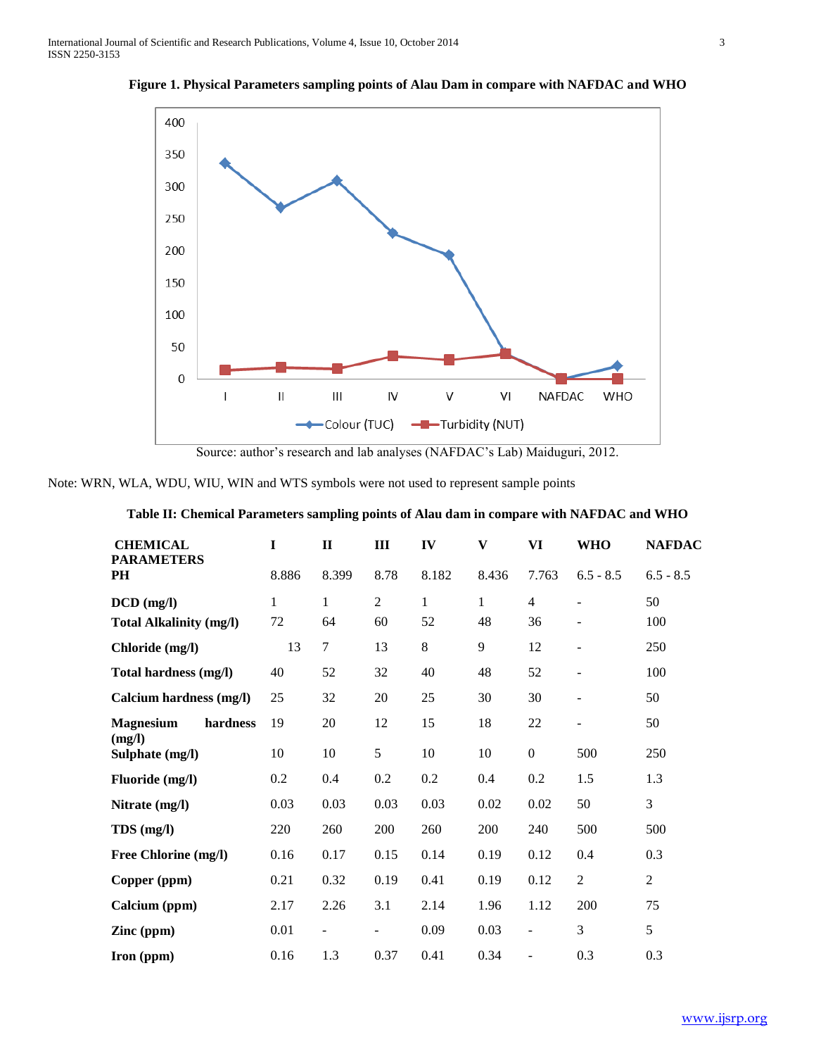**Figure 1. Physical Parameters sampling points of Alau Dam in compare with NAFDAC and WHO**

Source: author's research and lab analyses (NAFDAC's Lab) Maiduguri, 2012.

Note: WRN, WLA, WDU, WIU, WIN and WTS symbols were not used to represent sample points

**Table II: Chemical Parameters sampling points of Alau dam in compare with NAFDAC and WHO**

| CHEMICAL PARAMETERS | I | II | III | IV | V | VI | WHO | NAFDAC |
|---|---|---|---|---|---|---|---|---|
| PH | 8.886 | 8.399 | 8.78 | 8.182 | 8.436 | 7.763 | 6.5 - 8.5 | 6.5 - 8.5 |
| DCD (mg/l) | 1 | 1 | 2 | 1 | 1 | 4 | - | 50 |
| Total Alkalinity (mg/l) | 72 | 64 | 60 | 52 | 48 | 36 | - | 100 |
| Chloride (mg/l) | 13 | 7 | 13 | 8 | 9 | 12 | - | 250 |
| Total hardness (mg/l) | 40 | 52 | 32 | 40 | 48 | 52 | - | 100 |
| Calcium hardness (mg/l) | 25 | 32 | 20 | 25 | 30 | 30 | - | 50 |
| Magnesium hardness (mg/l) | 19 | 20 | 12 | 15 | 18 | 22 | - | 50 |
| Sulphate (mg/l) | 10 | 10 | 5 | 10 | 10 | 0 | 500 | 250 |
| Fluoride (mg/l) | 0.2 | 0.4 | 0.2 | 0.2 | 0.4 | 0.2 | 1.5 | 1.3 |
| Nitrate (mg/l) | 0.03 | 0.03 | 0.03 | 0.03 | 0.02 | 0.02 | 50 | 3 |
| TDS (mg/l) | 220 | 260 | 200 | 260 | 200 | 240 | 500 | 500 |
| Free Chlorine (mg/l) | 0.16 | 0.17 | 0.15 | 0.14 | 0.19 | 0.12 | 0.4 | 0.3 |
| Copper (ppm) | 0.21 | 0.32 | 0.19 | 0.41 | 0.19 | 0.12 | 2 | 2 |
| Calcium (ppm) | 2.17 | 2.26 | 3.1 | 2.14 | 1.96 | 1.12 | 200 | 75 |
| Zinc (ppm) | 0.01 | - | - | 0.09 | 0.03 | - | 3 | 5 |
| Iron (ppm) | 0.16 | 1.3 | 0.37 | 0.41 | 0.34 | - | 0.3 | 0.3 |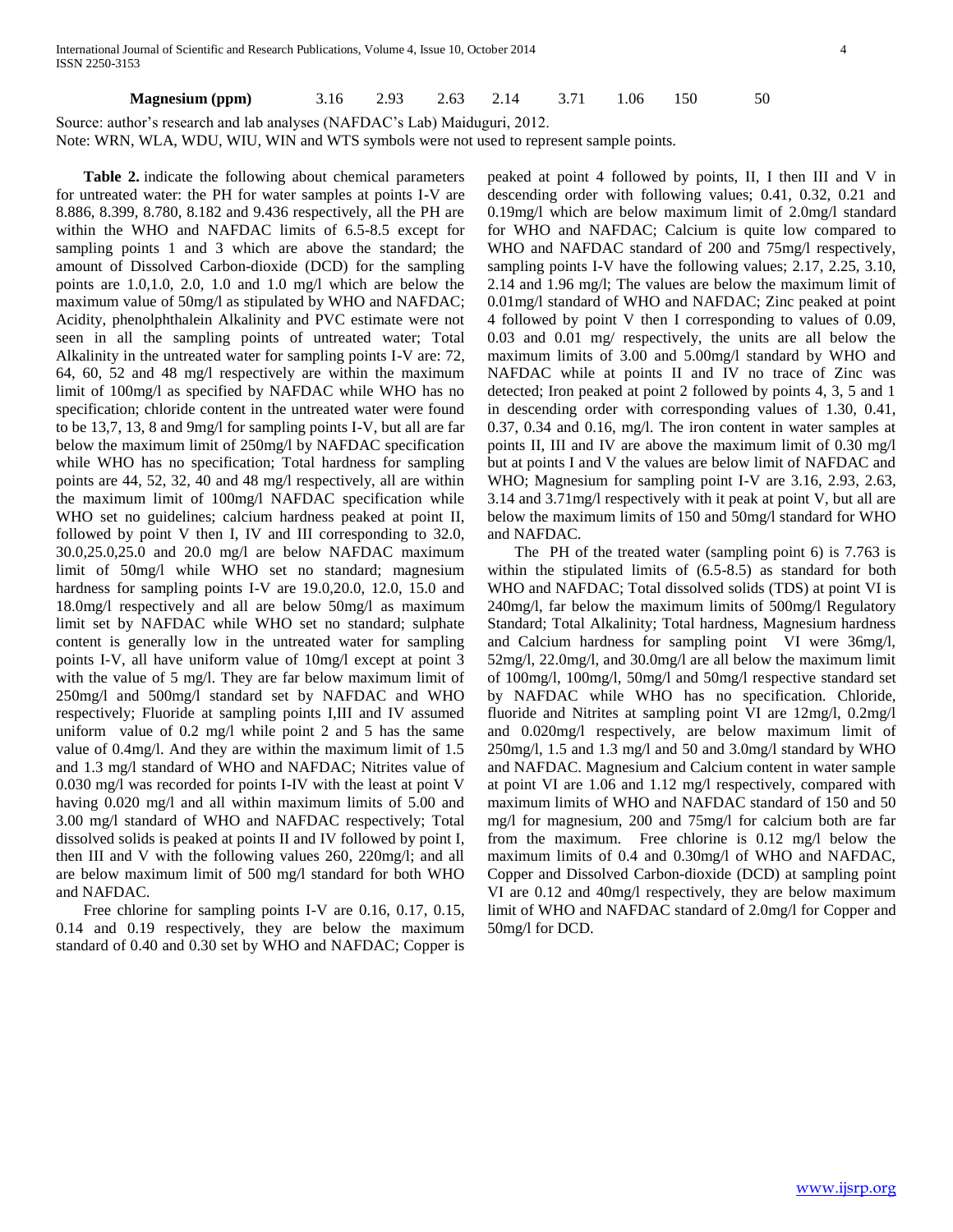| Magnesium (ppm) | 3.16 | 2.93 | 2.63 | 2.14 | 3.71 | 1.06 | 150 | 50 |
|---|---|---|---|---|---|---|---|---|

Source: author's research and lab analyses (NAFDAC's Lab) Maiduguri, 2012.
Note: WRN, WLA, WDU, WIU, WIN and WTS symbols were not used to represent sample points.

**Table 2.** indicate the following about chemical parameters for untreated water: the PH for water samples at points I-V are 8.886, 8.399, 8.780, 8.182 and 9.436 respectively, all the PH are within the WHO and NAFDAC limits of 6.5-8.5 except for sampling points 1 and 3 which are above the standard; the amount of Dissolved Carbon-dioxide (DCD) for the sampling points are 1.0,1.0, 2.0, 1.0 and 1.0 mg/l which are below the maximum value of 50mg/l as stipulated by WHO and NAFDAC; Acidity, phenolphthalein Alkalinity and PVC estimate were not seen in all the sampling points of untreated water; Total Alkalinity in the untreated water for sampling points I-V are: 72, 64, 60, 52 and 48 mg/l respectively are within the maximum limit of 100mg/l as specified by NAFDAC while WHO has no specification; chloride content in the untreated water were found to be 13,7, 13, 8 and 9mg/l for sampling points I-V, but all are far below the maximum limit of 250mg/l by NAFDAC specification while WHO has no specification; Total hardness for sampling points are 44, 52, 32, 40 and 48 mg/l respectively, all are within the maximum limit of 100mg/l NAFDAC specification while WHO set no guidelines; calcium hardness peaked at point II, followed by point V then I, IV and III corresponding to 32.0, 30.0,25.0,25.0 and 20.0 mg/l are below NAFDAC maximum limit of 50mg/l while WHO set no standard; magnesium hardness for sampling points I-V are 19.0,20.0, 12.0, 15.0 and 18.0mg/l respectively and all are below 50mg/l as maximum limit set by NAFDAC while WHO set no standard; sulphate content is generally low in the untreated water for sampling points I-V, all have uniform value of 10mg/l except at point 3 with the value of 5 mg/l. They are far below maximum limit of 250mg/l and 500mg/l standard set by NAFDAC and WHO respectively; Fluoride at sampling points I,III and IV assumed uniform value of 0.2 mg/l while point 2 and 5 has the same value of 0.4mg/l. And they are within the maximum limit of 1.5 and 1.3 mg/l standard of WHO and NAFDAC; Nitrites value of 0.030 mg/l was recorded for points I-IV with the least at point V having 0.020 mg/l and all within maximum limits of 5.00 and 3.00 mg/l standard of WHO and NAFDAC respectively; Total dissolved solids is peaked at points II and IV followed by point I, then III and V with the following values 260, 220mg/l; and all are below maximum limit of 500 mg/l standard for both WHO and NAFDAC.

Free chlorine for sampling points I-V are 0.16, 0.17, 0.15, 0.14 and 0.19 respectively, they are below the maximum standard of 0.40 and 0.30 set by WHO and NAFDAC; Copper is peaked at point 4 followed by points, II, I then III and V in descending order with following values; 0.41, 0.32, 0.21 and 0.19mg/l which are below maximum limit of 2.0mg/l standard for WHO and NAFDAC; Calcium is quite low compared to WHO and NAFDAC standard of 200 and 75mg/l respectively, sampling points I-V have the following values; 2.17, 2.25, 3.10, 2.14 and 1.96 mg/l; The values are below the maximum limit of 0.01mg/l standard of WHO and NAFDAC; Zinc peaked at point 4 followed by point V then I corresponding to values of 0.09, 0.03 and 0.01 mg/ respectively, the units are all below the maximum limits of 3.00 and 5.00mg/l standard by WHO and NAFDAC while at points II and IV no trace of Zinc was detected; Iron peaked at point 2 followed by points 4, 3, 5 and 1 in descending order with corresponding values of 1.30, 0.41, 0.37, 0.34 and 0.16, mg/l. The iron content in water samples at points II, III and IV are above the maximum limit of 0.30 mg/l but at points I and V the values are below limit of NAFDAC and WHO; Magnesium for sampling point I-V are 3.16, 2.93, 2.63, 3.14 and 3.71mg/l respectively with it peak at point V, but all are below the maximum limits of 150 and 50mg/l standard for WHO and NAFDAC.

The PH of the treated water (sampling point 6) is 7.763 is within the stipulated limits of (6.5-8.5) as standard for both WHO and NAFDAC; Total dissolved solids (TDS) at point VI is 240mg/l, far below the maximum limits of 500mg/l Regulatory Standard; Total Alkalinity; Total hardness, Magnesium hardness and Calcium hardness for sampling point VI were 36mg/l, 52mg/l, 22.0mg/l, and 30.0mg/l are all below the maximum limit of 100mg/l, 100mg/l, 50mg/l and 50mg/l respective standard set by NAFDAC while WHO has no specification. Chloride, fluoride and Nitrites at sampling point VI are 12mg/l, 0.2mg/l and 0.020mg/l respectively, are below maximum limit of 250mg/l, 1.5 and 1.3 mg/l and 50 and 3.0mg/l standard by WHO and NAFDAC. Magnesium and Calcium content in water sample at point VI are 1.06 and 1.12 mg/l respectively, compared with maximum limits of WHO and NAFDAC standard of 150 and 50 mg/l for magnesium, 200 and 75mg/l for calcium both are far from the maximum. Free chlorine is 0.12 mg/l below the maximum limits of 0.4 and 0.30mg/l of WHO and NAFDAC, Copper and Dissolved Carbon-dioxide (DCD) at sampling point VI are 0.12 and 40mg/l respectively, they are below maximum limit of WHO and NAFDAC standard of 2.0mg/l for Copper and 50mg/l for DCD.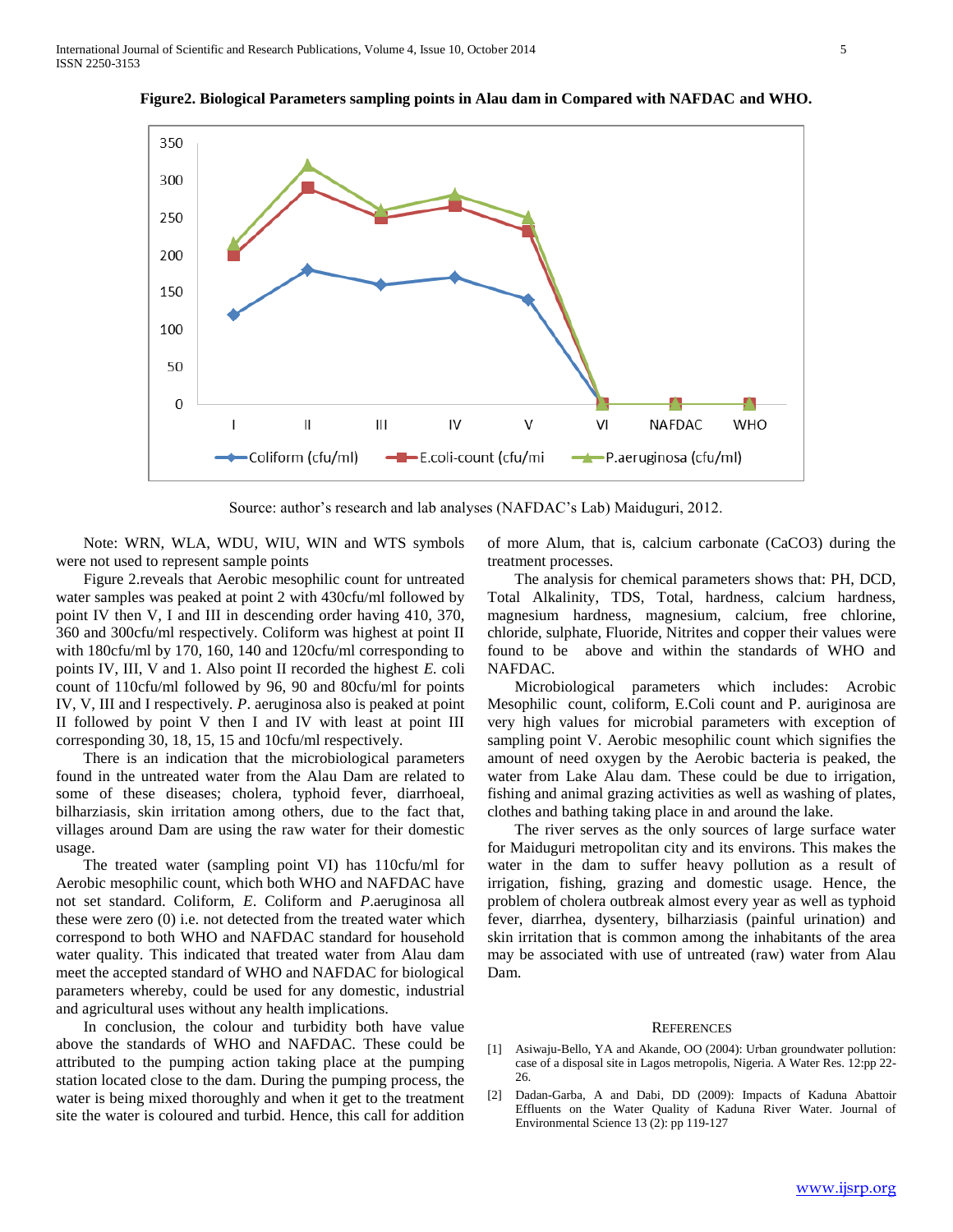**Figure2. Biological Parameters sampling points in Alau dam in Compared with NAFDAC and WHO.**

Source: author's research and lab analyses (NAFDAC's Lab) Maiduguri, 2012.

Note: WRN, WLA, WDU, WIU, WIN and WTS symbols were not used to represent sample points

Figure 2.reveals that Aerobic mesophilic count for untreated water samples was peaked at point 2 with 430cfu/ml followed by point IV then V, I and III in descending order having 410, 370, 360 and 300cfu/ml respectively. Coliform was highest at point II with 180cfu/ml by 170, 160, 140 and 120cfu/ml corresponding to points IV, III, V and 1. Also point II recorded the highest *E.* coli count of 110cfu/ml followed by 96, 90 and 80cfu/ml for points IV, V, III and I respectively. *P*. aeruginosa also is peaked at point II followed by point V then I and IV with least at point III corresponding 30, 18, 15, 15 and 10cfu/ml respectively.

There is an indication that the microbiological parameters found in the untreated water from the Alau Dam are related to some of these diseases; cholera, typhoid fever, diarrhoeal, bilharziasis, skin irritation among others, due to the fact that, villages around Dam are using the raw water for their domestic usage.

The treated water (sampling point VI) has 110cfu/ml for Aerobic mesophilic count, which both WHO and NAFDAC have not set standard. Coliform, *E*. Coliform and *P*.aeruginosa all these were zero (0) i.e. not detected from the treated water which correspond to both WHO and NAFDAC standard for household water quality. This indicated that treated water from Alau dam meet the accepted standard of WHO and NAFDAC for biological parameters whereby, could be used for any domestic, industrial and agricultural uses without any health implications.

In conclusion, the colour and turbidity both have value above the standards of WHO and NAFDAC. These could be attributed to the pumping action taking place at the pumping station located close to the dam. During the pumping process, the water is being mixed thoroughly and when it get to the treatment site the water is coloured and turbid. Hence, this call for addition of more Alum, that is, calcium carbonate ($CaCO_3$) during the treatment processes.

The analysis for chemical parameters shows that: PH, DCD, Total Alkalinity, TDS, Total, hardness, calcium hardness, magnesium hardness, magnesium, calcium, free chlorine, chloride, sulphate, Fluoride, Nitrites and copper their values were found to be above and within the standards of WHO and NAFDAC.

Microbiological parameters which includes: Acrobic Mesophilic count, coliform, E.Coli count and P. auriginosa are very high values for microbial parameters with exception of sampling point V. Aerobic mesophilic count which signifies the amount of need oxygen by the Aerobic bacteria is peaked, the water from Lake Alau dam. These could be due to irrigation, fishing and animal grazing activities as well as washing of plates, clothes and bathing taking place in and around the lake.

The river serves as the only sources of large surface water for Maiduguri metropolitan city and its environs. This makes the water in the dam to suffer heavy pollution as a result of irrigation, fishing, grazing and domestic usage. Hence, the problem of cholera outbreak almost every year as well as typhoid fever, diarrhea, dysentery, bilharziasis (painful urination) and skin irritation that is common among the inhabitants of the area may be associated with use of untreated (raw) water from Alau Dam.

## REFERENCES

[1] Asiwaju-Bello, YA and Akande, OO (2004): Urban groundwater pollution: case of a disposal site in Lagos metropolis, Nigeria. A Water Res. 12:pp 22-26.

[2] Dadan-Garba, A and Dabi, DD (2009): Impacts of Kaduna Abattoir Effluents on the Water Quality of Kaduna River Water. Journal of Environmental Science 13 (2): pp 119-127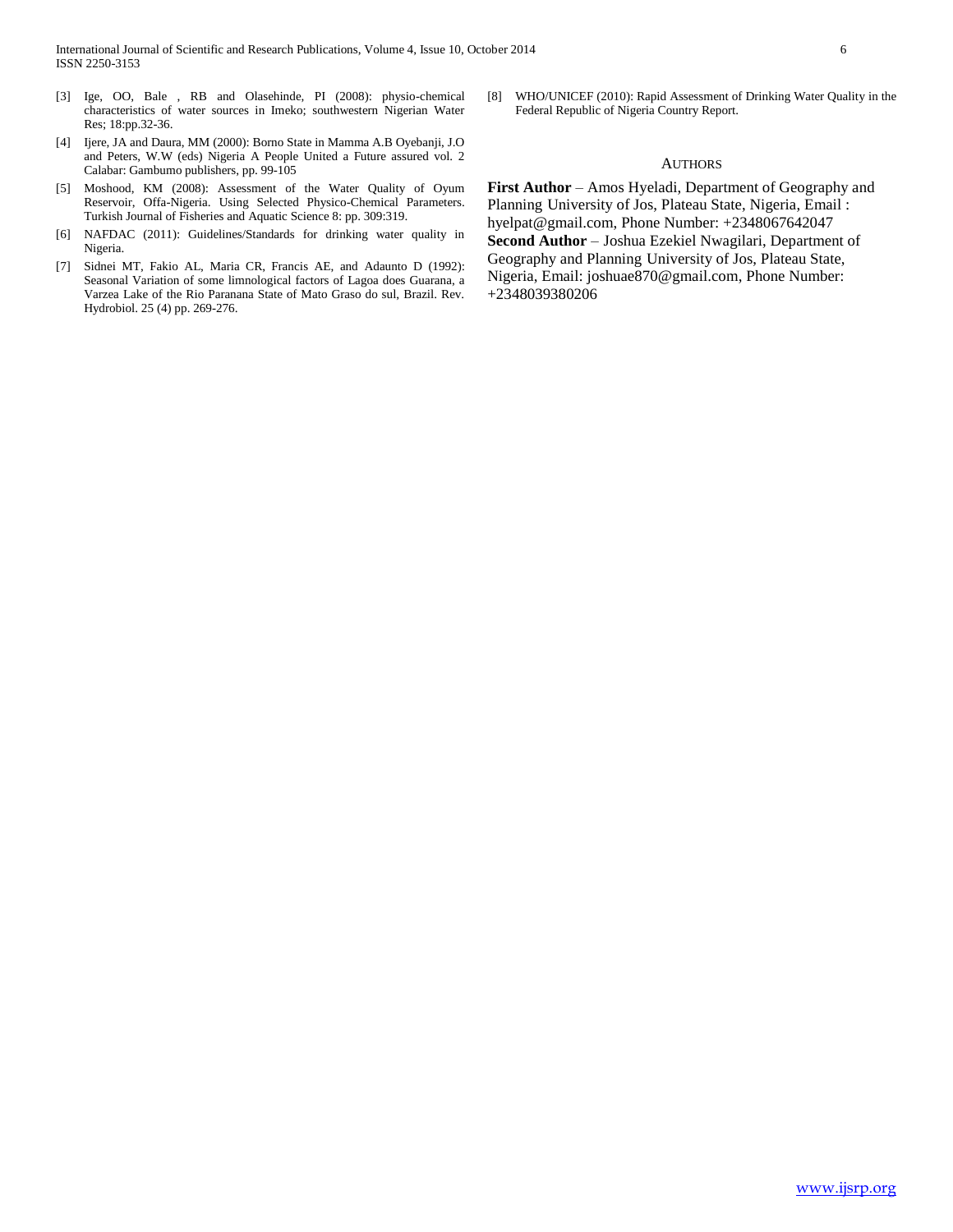[3] Ige, OO, Bale , RB and Olasehinde, PI (2008): physio-chemical characteristics of water sources in Imeko; southwestern Nigerian Water Res; 18:pp.32-36.

[4] Ijere, JA and Daura, MM (2000): Borno State in Mamma A.B Oyebanji, J.O and Peters, W.W (eds) Nigeria A People United a Future assured vol. 2 Calabar: Gambumo publishers, pp. 99-105

[5] Moshood, KM (2008): Assessment of the Water Quality of Oyum Reservoir, Offa-Nigeria. Using Selected Physico-Chemical Parameters. Turkish Journal of Fisheries and Aquatic Science 8: pp. 309:319.

[6] NAFDAC (2011): Guidelines/Standards for drinking water quality in Nigeria.

[7] Sidnei MT, Fakio AL, Maria CR, Francis AE, and Adaunto D (1992): Seasonal Variation of some limnological factors of Lagoa does Guarana, a Varzea Lake of the Rio Paranana State of Mato Graso do sul, Brazil. Rev. Hydrobiol. 25 (4) pp. 269-276.

[8] WHO/UNICEF (2010): Rapid Assessment of Drinking Water Quality in the Federal Republic of Nigeria Country Report.

## AUTHORS

**First Author** – Amos Hyeladi, Department of Geography and Planning University of Jos, Plateau State, Nigeria, Email : hyelpat@gmail.com, Phone Number: +2348067642047

**Second Author** – Joshua Ezekiel Nwagilari, Department of Geography and Planning University of Jos, Plateau State, Nigeria, Email: joshuae870@gmail.com, Phone Number: +2348039380206